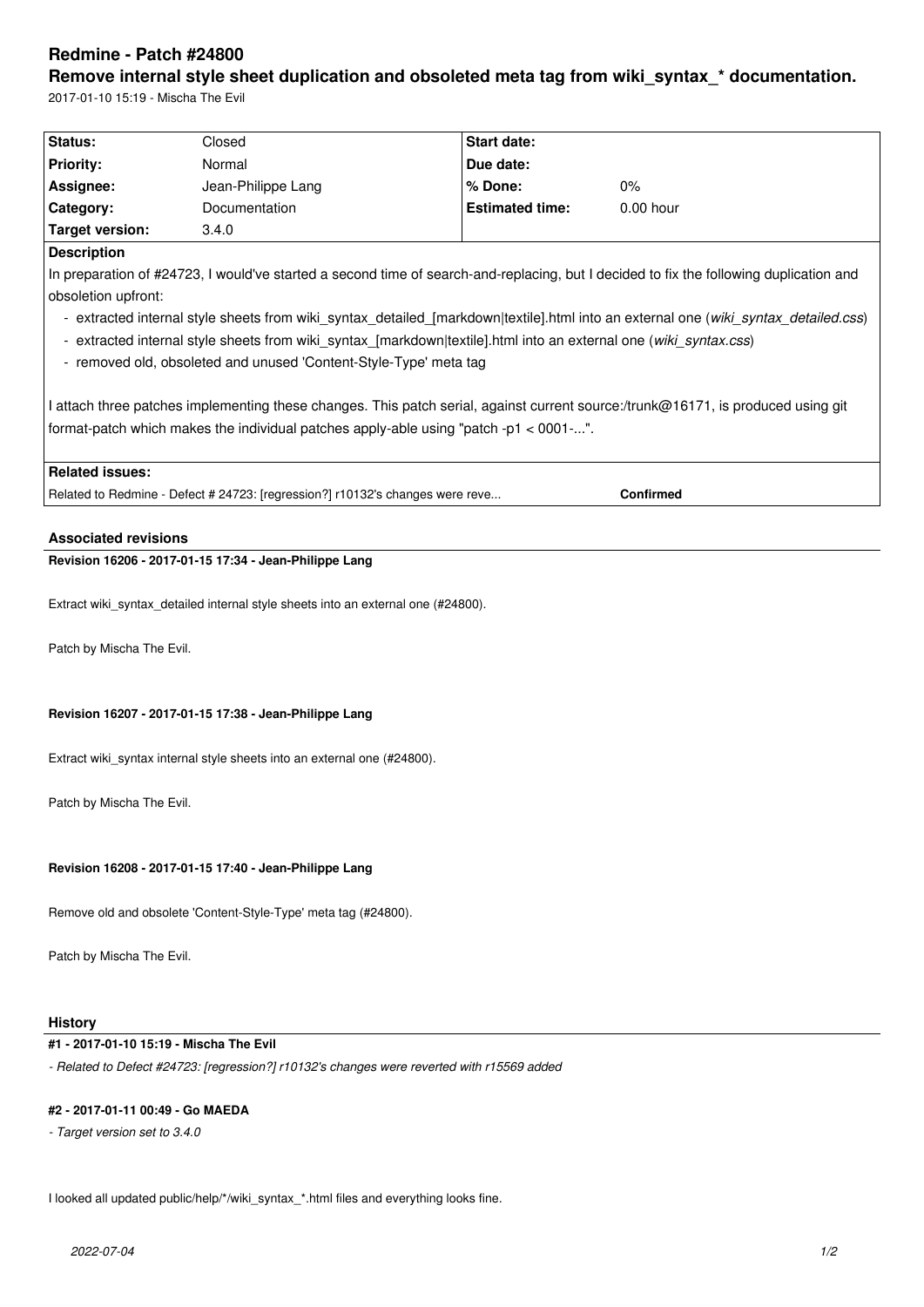# Redmine - Patch #24800

## Remove internal style sheet duplication and obsoleted meta tag from wiki_syntax_* documentation.

2017-01-10 15:19 - Mischa The Evil

| Status: | Closed | Start date: | |
|---|---|---|---|
| Priority: | Normal | Due date: | |
| Assignee: | Jean-Philippe Lang | % Done: | 0% |
| Category: | Documentation | Estimated time: | 0.00 hour |
| Target version: | 3.4.0 | | |

**Description**

In preparation of #24723, I would've started a second time of search-and-replacing, but I decided to fix the following duplication and obsoletion upfront:

- extracted internal style sheets from wiki_syntax_detailed_[markdown|textile].html into an external one (*wiki_syntax_detailed.css*)
- extracted internal style sheets from wiki_syntax_[markdown|textile].html into an external one (*wiki_syntax.css*)
- removed old, obsoleted and unused 'Content-Style-Type' meta tag

I attach three patches implementing these changes. This patch serial, against current source:/trunk@16171, is produced using git format-patch which makes the individual patches apply-able using "patch -p1 < 0001-...".

**Related issues:**

| | |
|---|---|
| Related to Redmine - Defect # 24723: [regression?] r10132's changes were reve... | **Confirmed** |

### Associated revisions

**Revision 16206 - 2017-01-15 17:34 - Jean-Philippe Lang**

Extract wiki_syntax_detailed internal style sheets into an external one (#24800).

Patch by Mischa The Evil.

**Revision 16207 - 2017-01-15 17:38 - Jean-Philippe Lang**

Extract wiki_syntax internal style sheets into an external one (#24800).

Patch by Mischa The Evil.

**Revision 16208 - 2017-01-15 17:40 - Jean-Philippe Lang**

Remove old and obsolete 'Content-Style-Type' meta tag (#24800).

Patch by Mischa The Evil.

### History

**#1 - 2017-01-10 15:19 - Mischa The Evil**

*- Related to Defect #24723: [regression?] r10132's changes were reverted with r15569 added*

**#2 - 2017-01-11 00:49 - Go MAEDA**

*- Target version set to 3.4.0*

I looked all updated public/help/*/wiki_syntax_*.html files and everything looks fine.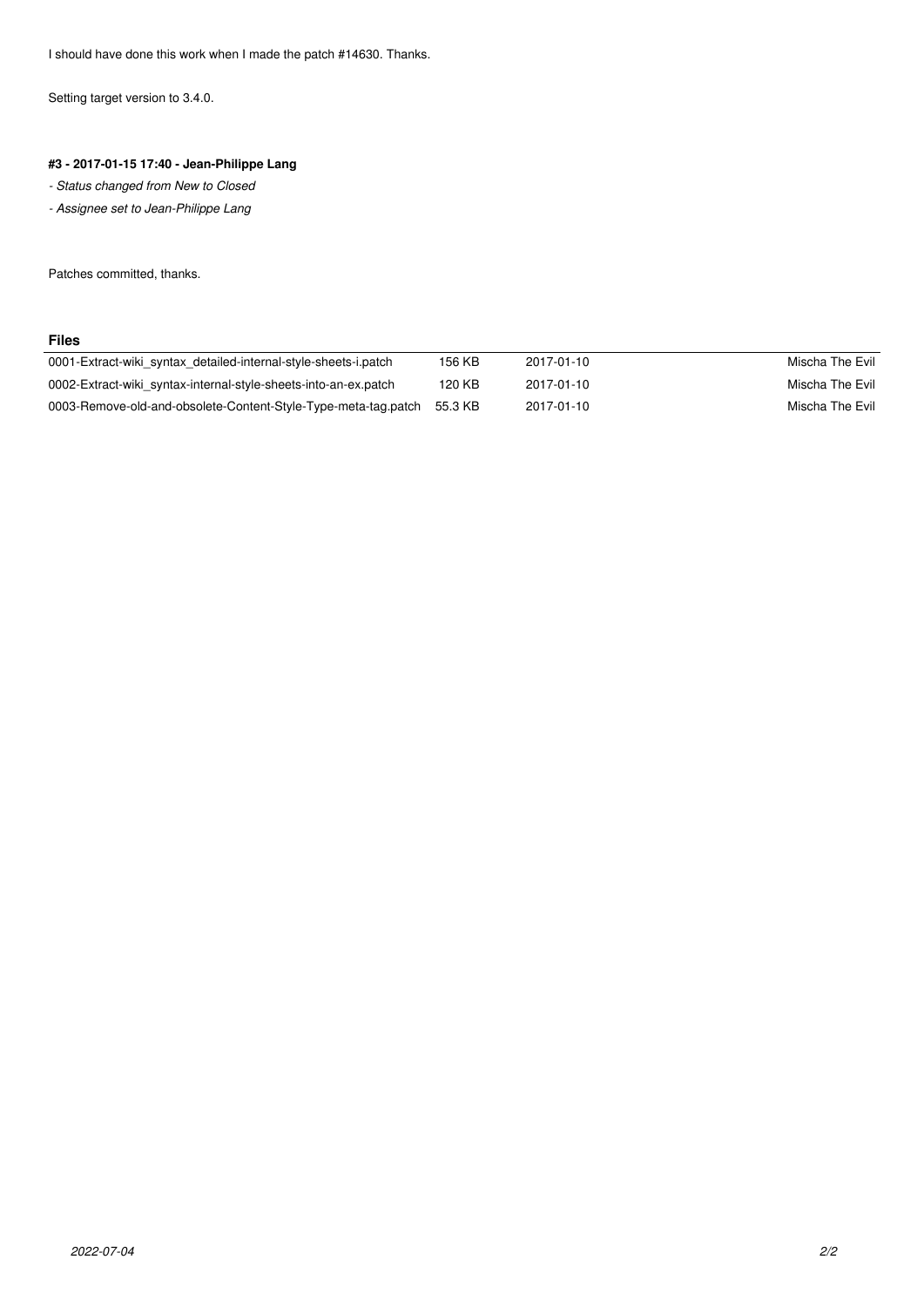I should have done this work when I made the patch #14630. Thanks.

Setting target version to 3.4.0.

#### #3 - 2017-01-15 17:40 - Jean-Philippe Lang

*- Status changed from New to Closed*

*- Assignee set to Jean-Philippe Lang*

Patches committed, thanks.

### Files

| | | | |
|---|---|---|---|
| 0001-Extract-wiki_syntax_detailed-internal-style-sheets-i.patch | 156 KB | 2017-01-10 | Mischa The Evil |
| 0002-Extract-wiki_syntax-internal-style-sheets-into-an-ex.patch | 120 KB | 2017-01-10 | Mischa The Evil |
| 0003-Remove-old-and-obsolete-Content-Style-Type-meta-tag.patch | 55.3 KB | 2017-01-10 | Mischa The Evil |